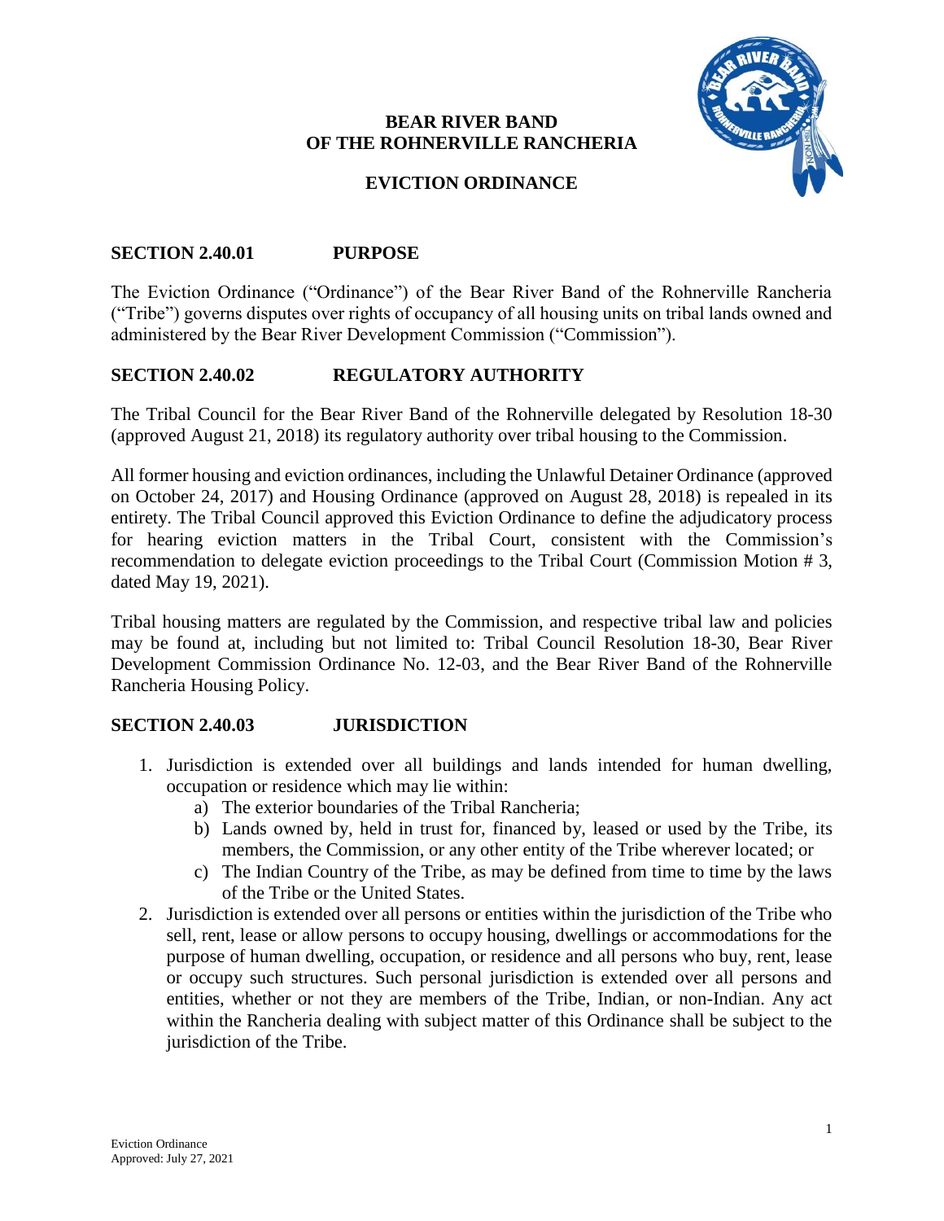# BEAR RIVER BAND OF THE ROHNERVILLE RANCHERIA

## EVICTION ORDINANCE

### SECTION 2.40.01 PURPOSE

The Eviction Ordinance ("Ordinance") of the Bear River Band of the Rohnerville Rancheria ("Tribe") governs disputes over rights of occupancy of all housing units on tribal lands owned and administered by the Bear River Development Commission ("Commission").

### SECTION 2.40.02 REGULATORY AUTHORITY

The Tribal Council for the Bear River Band of the Rohnerville delegated by Resolution 18-30 (approved August 21, 2018) its regulatory authority over tribal housing to the Commission.

All former housing and eviction ordinances, including the Unlawful Detainer Ordinance (approved on October 24, 2017) and Housing Ordinance (approved on August 28, 2018) is repealed in its entirety. The Tribal Council approved this Eviction Ordinance to define the adjudicatory process for hearing eviction matters in the Tribal Court, consistent with the Commission's recommendation to delegate eviction proceedings to the Tribal Court (Commission Motion # 3, dated May 19, 2021).

Tribal housing matters are regulated by the Commission, and respective tribal law and policies may be found at, including but not limited to: Tribal Council Resolution 18-30, Bear River Development Commission Ordinance No. 12-03, and the Bear River Band of the Rohnerville Rancheria Housing Policy.

### SECTION 2.40.03 JURISDICTION

1. Jurisdiction is extended over all buildings and lands intended for human dwelling, occupation or residence which may lie within:
   a) The exterior boundaries of the Tribal Rancheria;
   b) Lands owned by, held in trust for, financed by, leased or used by the Tribe, its members, the Commission, or any other entity of the Tribe wherever located; or
   c) The Indian Country of the Tribe, as may be defined from time to time by the laws of the Tribe or the United States.
2. Jurisdiction is extended over all persons or entities within the jurisdiction of the Tribe who sell, rent, lease or allow persons to occupy housing, dwellings or accommodations for the purpose of human dwelling, occupation, or residence and all persons who buy, rent, lease or occupy such structures. Such personal jurisdiction is extended over all persons and entities, whether or not they are members of the Tribe, Indian, or non-Indian. Any act within the Rancheria dealing with subject matter of this Ordinance shall be subject to the jurisdiction of the Tribe.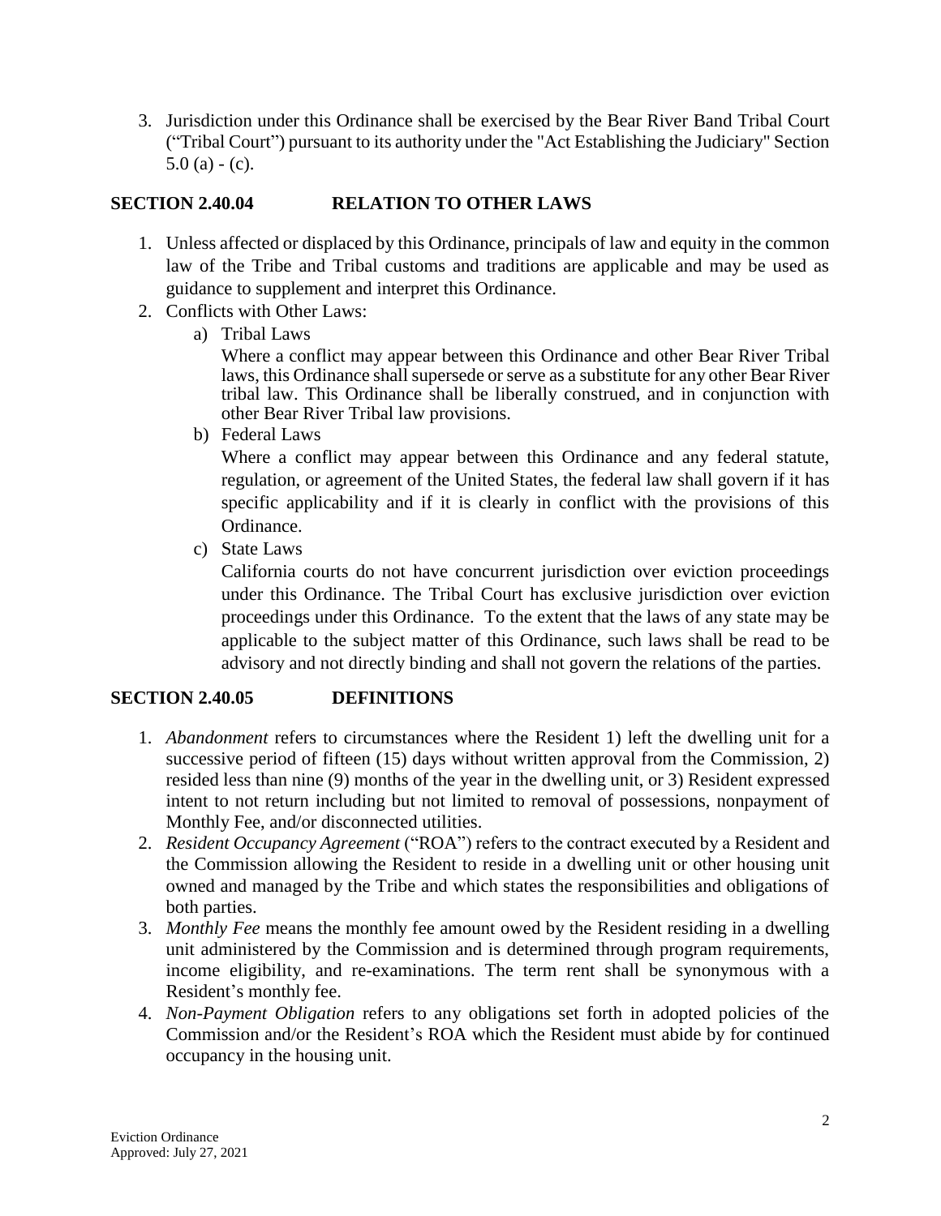3. Jurisdiction under this Ordinance shall be exercised by the Bear River Band Tribal Court ("Tribal Court") pursuant to its authority under the "Act Establishing the Judiciary" Section 5.0 (a) - (c).

## SECTION 2.40.04 RELATION TO OTHER LAWS

1. Unless affected or displaced by this Ordinance, principals of law and equity in the common law of the Tribe and Tribal customs and traditions are applicable and may be used as guidance to supplement and interpret this Ordinance.
2. Conflicts with Other Laws:
   a) Tribal Laws
      Where a conflict may appear between this Ordinance and other Bear River Tribal laws, this Ordinance shall supersede or serve as a substitute for any other Bear River tribal law. This Ordinance shall be liberally construed, and in conjunction with other Bear River Tribal law provisions.
   b) Federal Laws
      Where a conflict may appear between this Ordinance and any federal statute, regulation, or agreement of the United States, the federal law shall govern if it has specific applicability and if it is clearly in conflict with the provisions of this Ordinance.
   c) State Laws
      California courts do not have concurrent jurisdiction over eviction proceedings under this Ordinance. The Tribal Court has exclusive jurisdiction over eviction proceedings under this Ordinance. To the extent that the laws of any state may be applicable to the subject matter of this Ordinance, such laws shall be read to be advisory and not directly binding and shall not govern the relations of the parties.

## SECTION 2.40.05 DEFINITIONS

1. *Abandonment* refers to circumstances where the Resident 1) left the dwelling unit for a successive period of fifteen (15) days without written approval from the Commission, 2) resided less than nine (9) months of the year in the dwelling unit, or 3) Resident expressed intent to not return including but not limited to removal of possessions, nonpayment of Monthly Fee, and/or disconnected utilities.
2. *Resident Occupancy Agreement* ("ROA") refers to the contract executed by a Resident and the Commission allowing the Resident to reside in a dwelling unit or other housing unit owned and managed by the Tribe and which states the responsibilities and obligations of both parties.
3. *Monthly Fee* means the monthly fee amount owed by the Resident residing in a dwelling unit administered by the Commission and is determined through program requirements, income eligibility, and re-examinations. The term rent shall be synonymous with a Resident's monthly fee.
4. *Non-Payment Obligation* refers to any obligations set forth in adopted policies of the Commission and/or the Resident's ROA which the Resident must abide by for continued occupancy in the housing unit.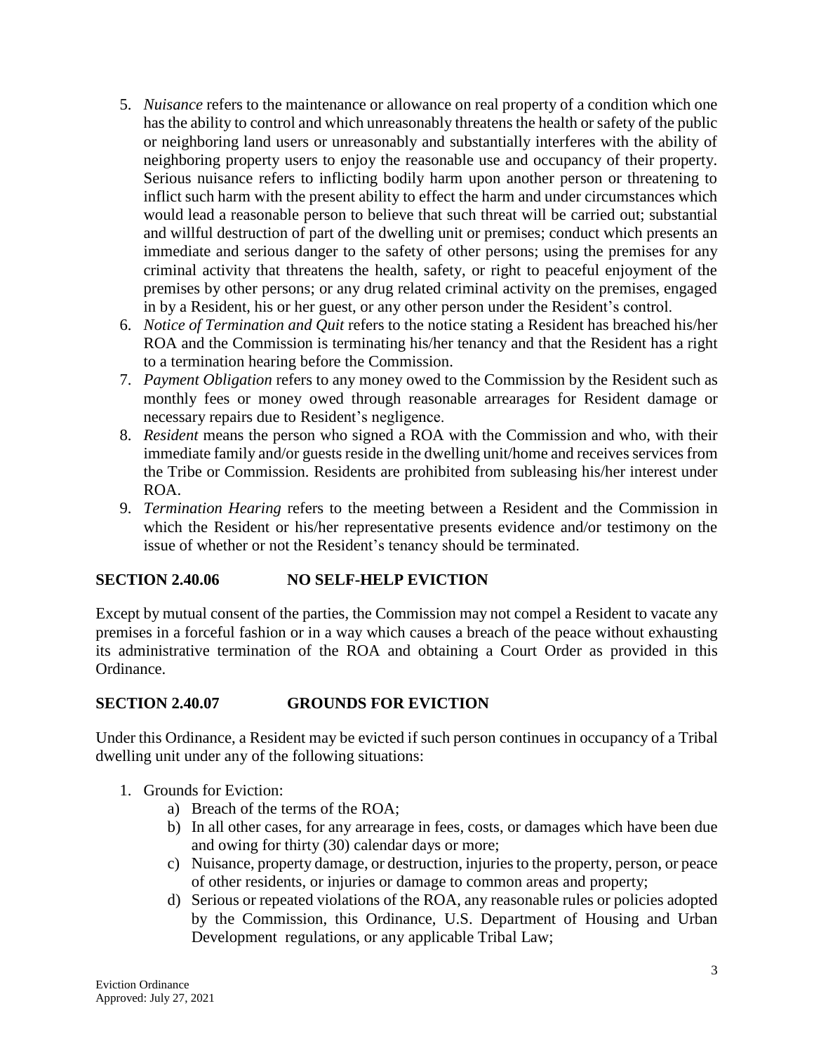5. *Nuisance* refers to the maintenance or allowance on real property of a condition which one has the ability to control and which unreasonably threatens the health or safety of the public or neighboring land users or unreasonably and substantially interferes with the ability of neighboring property users to enjoy the reasonable use and occupancy of their property. Serious nuisance refers to inflicting bodily harm upon another person or threatening to inflict such harm with the present ability to effect the harm and under circumstances which would lead a reasonable person to believe that such threat will be carried out; substantial and willful destruction of part of the dwelling unit or premises; conduct which presents an immediate and serious danger to the safety of other persons; using the premises for any criminal activity that threatens the health, safety, or right to peaceful enjoyment of the premises by other persons; or any drug related criminal activity on the premises, engaged in by a Resident, his or her guest, or any other person under the Resident's control.
6. *Notice of Termination and Quit* refers to the notice stating a Resident has breached his/her ROA and the Commission is terminating his/her tenancy and that the Resident has a right to a termination hearing before the Commission.
7. *Payment Obligation* refers to any money owed to the Commission by the Resident such as monthly fees or money owed through reasonable arrearages for Resident damage or necessary repairs due to Resident's negligence.
8. *Resident* means the person who signed a ROA with the Commission and who, with their immediate family and/or guests reside in the dwelling unit/home and receives services from the Tribe or Commission. Residents are prohibited from subleasing his/her interest under ROA.
9. *Termination Hearing* refers to the meeting between a Resident and the Commission in which the Resident or his/her representative presents evidence and/or testimony on the issue of whether or not the Resident's tenancy should be terminated.

## SECTION 2.40.06 NO SELF-HELP EVICTION

Except by mutual consent of the parties, the Commission may not compel a Resident to vacate any premises in a forceful fashion or in a way which causes a breach of the peace without exhausting its administrative termination of the ROA and obtaining a Court Order as provided in this Ordinance.

## SECTION 2.40.07 GROUNDS FOR EVICTION

Under this Ordinance, a Resident may be evicted if such person continues in occupancy of a Tribal dwelling unit under any of the following situations:

1. Grounds for Eviction:
   a) Breach of the terms of the ROA;
   b) In all other cases, for any arrearage in fees, costs, or damages which have been due and owing for thirty (30) calendar days or more;
   c) Nuisance, property damage, or destruction, injuries to the property, person, or peace of other residents, or injuries or damage to common areas and property;
   d) Serious or repeated violations of the ROA, any reasonable rules or policies adopted by the Commission, this Ordinance, U.S. Department of Housing and Urban Development regulations, or any applicable Tribal Law;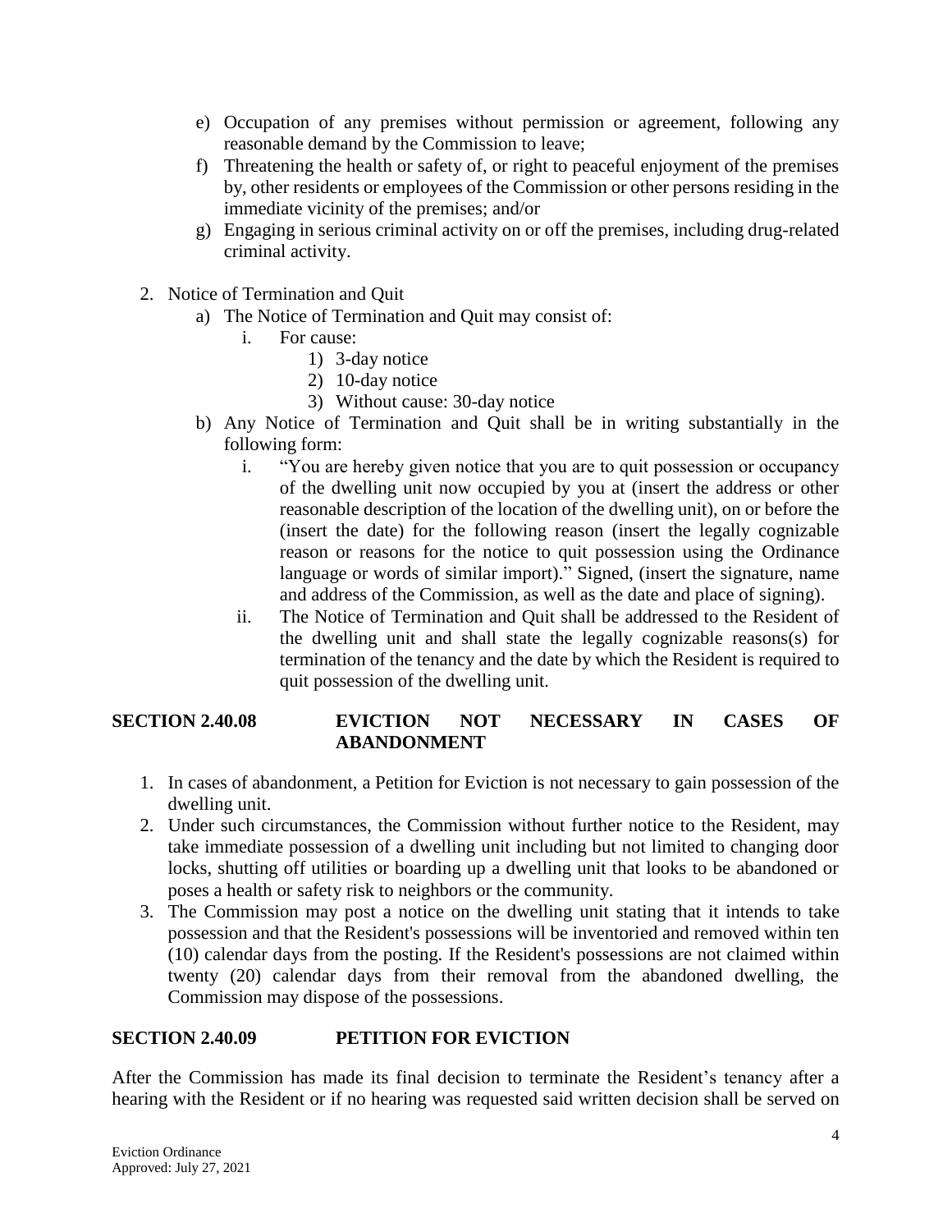e) Occupation of any premises without permission or agreement, following any reasonable demand by the Commission to leave;
f) Threatening the health or safety of, or right to peaceful enjoyment of the premises by, other residents or employees of the Commission or other persons residing in the immediate vicinity of the premises; and/or
g) Engaging in serious criminal activity on or off the premises, including drug-related criminal activity.

2. Notice of Termination and Quit
   a) The Notice of Termination and Quit may consist of:
      i. For cause:
         1) 3-day notice
         2) 10-day notice
         3) Without cause: 30-day notice
   b) Any Notice of Termination and Quit shall be in writing substantially in the following form:
      i. "You are hereby given notice that you are to quit possession or occupancy of the dwelling unit now occupied by you at (insert the address or other reasonable description of the location of the dwelling unit), on or before the (insert the date) for the following reason (insert the legally cognizable reason or reasons for the notice to quit possession using the Ordinance language or words of similar import)." Signed, (insert the signature, name and address of the Commission, as well as the date and place of signing).
      ii. The Notice of Termination and Quit shall be addressed to the Resident of the dwelling unit and shall state the legally cognizable reasons(s) for termination of the tenancy and the date by which the Resident is required to quit possession of the dwelling unit.

## SECTION 2.40.08 EVICTION NOT NECESSARY IN CASES OF ABANDONMENT

1. In cases of abandonment, a Petition for Eviction is not necessary to gain possession of the dwelling unit.
2. Under such circumstances, the Commission without further notice to the Resident, may take immediate possession of a dwelling unit including but not limited to changing door locks, shutting off utilities or boarding up a dwelling unit that looks to be abandoned or poses a health or safety risk to neighbors or the community.
3. The Commission may post a notice on the dwelling unit stating that it intends to take possession and that the Resident's possessions will be inventoried and removed within ten (10) calendar days from the posting. If the Resident's possessions are not claimed within twenty (20) calendar days from their removal from the abandoned dwelling, the Commission may dispose of the possessions.

## SECTION 2.40.09 PETITION FOR EVICTION

After the Commission has made its final decision to terminate the Resident's tenancy after a hearing with the Resident or if no hearing was requested said written decision shall be served on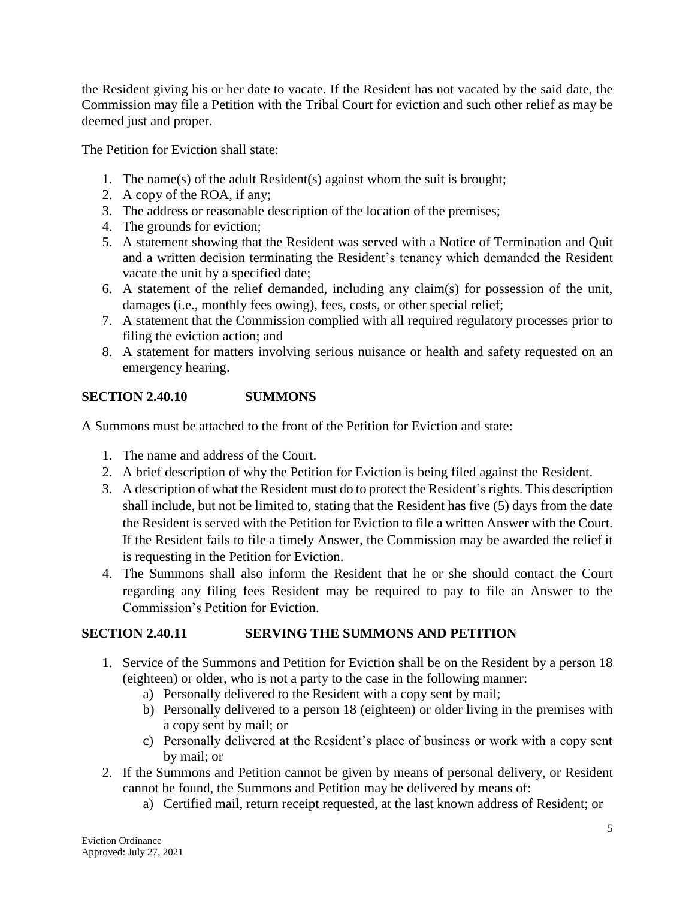the Resident giving his or her date to vacate. If the Resident has not vacated by the said date, the Commission may file a Petition with the Tribal Court for eviction and such other relief as may be deemed just and proper.

The Petition for Eviction shall state:

1. The name(s) of the adult Resident(s) against whom the suit is brought;
2. A copy of the ROA, if any;
3. The address or reasonable description of the location of the premises;
4. The grounds for eviction;
5. A statement showing that the Resident was served with a Notice of Termination and Quit and a written decision terminating the Resident's tenancy which demanded the Resident vacate the unit by a specified date;
6. A statement of the relief demanded, including any claim(s) for possession of the unit, damages (i.e., monthly fees owing), fees, costs, or other special relief;
7. A statement that the Commission complied with all required regulatory processes prior to filing the eviction action; and
8. A statement for matters involving serious nuisance or health and safety requested on an emergency hearing.

## SECTION 2.40.10 SUMMONS

A Summons must be attached to the front of the Petition for Eviction and state:

1. The name and address of the Court.
2. A brief description of why the Petition for Eviction is being filed against the Resident.
3. A description of what the Resident must do to protect the Resident's rights. This description shall include, but not be limited to, stating that the Resident has five (5) days from the date the Resident is served with the Petition for Eviction to file a written Answer with the Court. If the Resident fails to file a timely Answer, the Commission may be awarded the relief it is requesting in the Petition for Eviction.
4. The Summons shall also inform the Resident that he or she should contact the Court regarding any filing fees Resident may be required to pay to file an Answer to the Commission's Petition for Eviction.

## SECTION 2.40.11 SERVING THE SUMMONS AND PETITION

1. Service of the Summons and Petition for Eviction shall be on the Resident by a person 18 (eighteen) or older, who is not a party to the case in the following manner:
   a) Personally delivered to the Resident with a copy sent by mail;
   b) Personally delivered to a person 18 (eighteen) or older living in the premises with a copy sent by mail; or
   c) Personally delivered at the Resident's place of business or work with a copy sent by mail; or
2. If the Summons and Petition cannot be given by means of personal delivery, or Resident cannot be found, the Summons and Petition may be delivered by means of:
   a) Certified mail, return receipt requested, at the last known address of Resident; or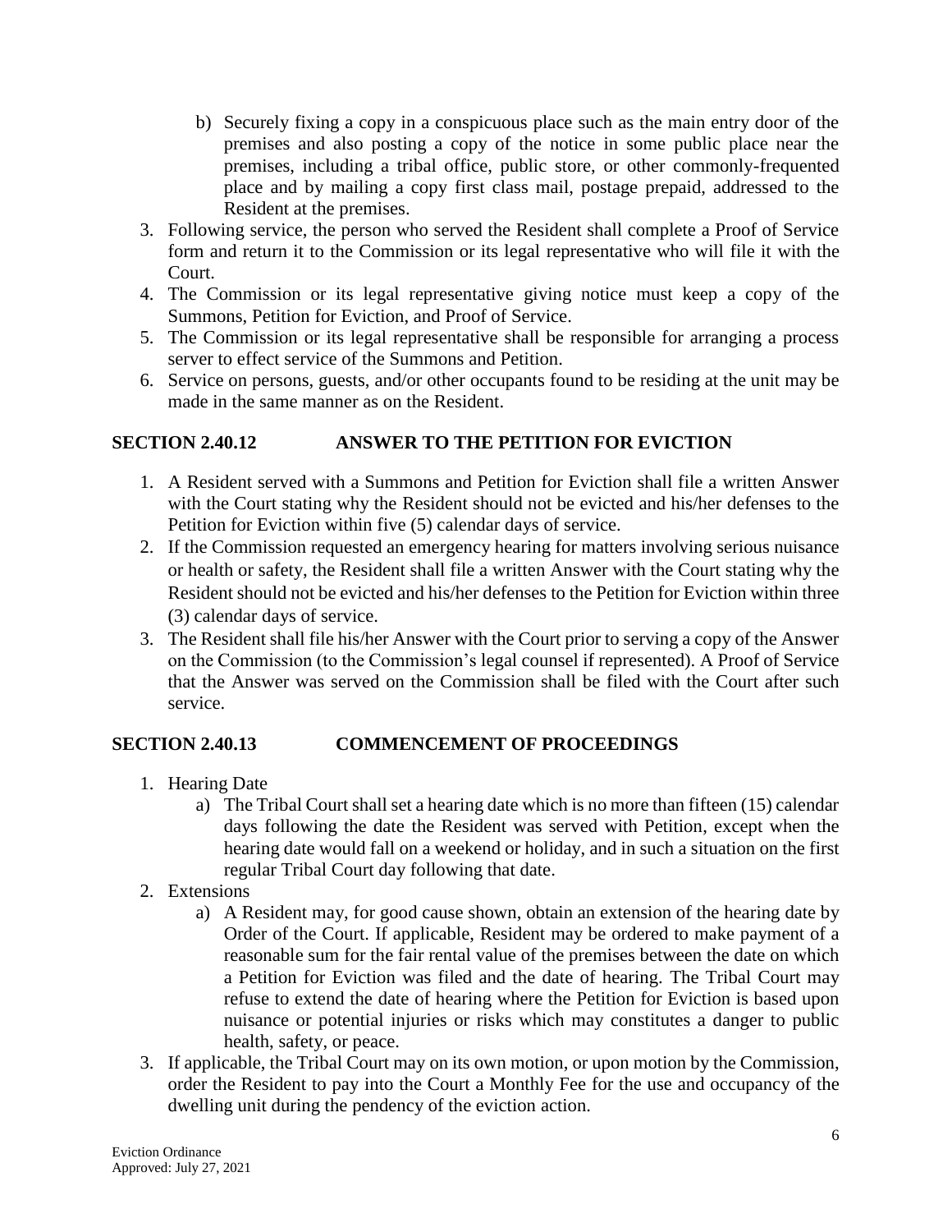b) Securely fixing a copy in a conspicuous place such as the main entry door of the premises and also posting a copy of the notice in some public place near the premises, including a tribal office, public store, or other commonly-frequented place and by mailing a copy first class mail, postage prepaid, addressed to the Resident at the premises.

3. Following service, the person who served the Resident shall complete a Proof of Service form and return it to the Commission or its legal representative who will file it with the Court.
4. The Commission or its legal representative giving notice must keep a copy of the Summons, Petition for Eviction, and Proof of Service.
5. The Commission or its legal representative shall be responsible for arranging a process server to effect service of the Summons and Petition.
6. Service on persons, guests, and/or other occupants found to be residing at the unit may be made in the same manner as on the Resident.

## SECTION 2.40.12 ANSWER TO THE PETITION FOR EVICTION

1. A Resident served with a Summons and Petition for Eviction shall file a written Answer with the Court stating why the Resident should not be evicted and his/her defenses to the Petition for Eviction within five (5) calendar days of service.
2. If the Commission requested an emergency hearing for matters involving serious nuisance or health or safety, the Resident shall file a written Answer with the Court stating why the Resident should not be evicted and his/her defenses to the Petition for Eviction within three (3) calendar days of service.
3. The Resident shall file his/her Answer with the Court prior to serving a copy of the Answer on the Commission (to the Commission's legal counsel if represented). A Proof of Service that the Answer was served on the Commission shall be filed with the Court after such service.

## SECTION 2.40.13 COMMENCEMENT OF PROCEEDINGS

1. Hearing Date
   a) The Tribal Court shall set a hearing date which is no more than fifteen (15) calendar days following the date the Resident was served with Petition, except when the hearing date would fall on a weekend or holiday, and in such a situation on the first regular Tribal Court day following that date.
2. Extensions
   a) A Resident may, for good cause shown, obtain an extension of the hearing date by Order of the Court. If applicable, Resident may be ordered to make payment of a reasonable sum for the fair rental value of the premises between the date on which a Petition for Eviction was filed and the date of hearing. The Tribal Court may refuse to extend the date of hearing where the Petition for Eviction is based upon nuisance or potential injuries or risks which may constitutes a danger to public health, safety, or peace.
3. If applicable, the Tribal Court may on its own motion, or upon motion by the Commission, order the Resident to pay into the Court a Monthly Fee for the use and occupancy of the dwelling unit during the pendency of the eviction action.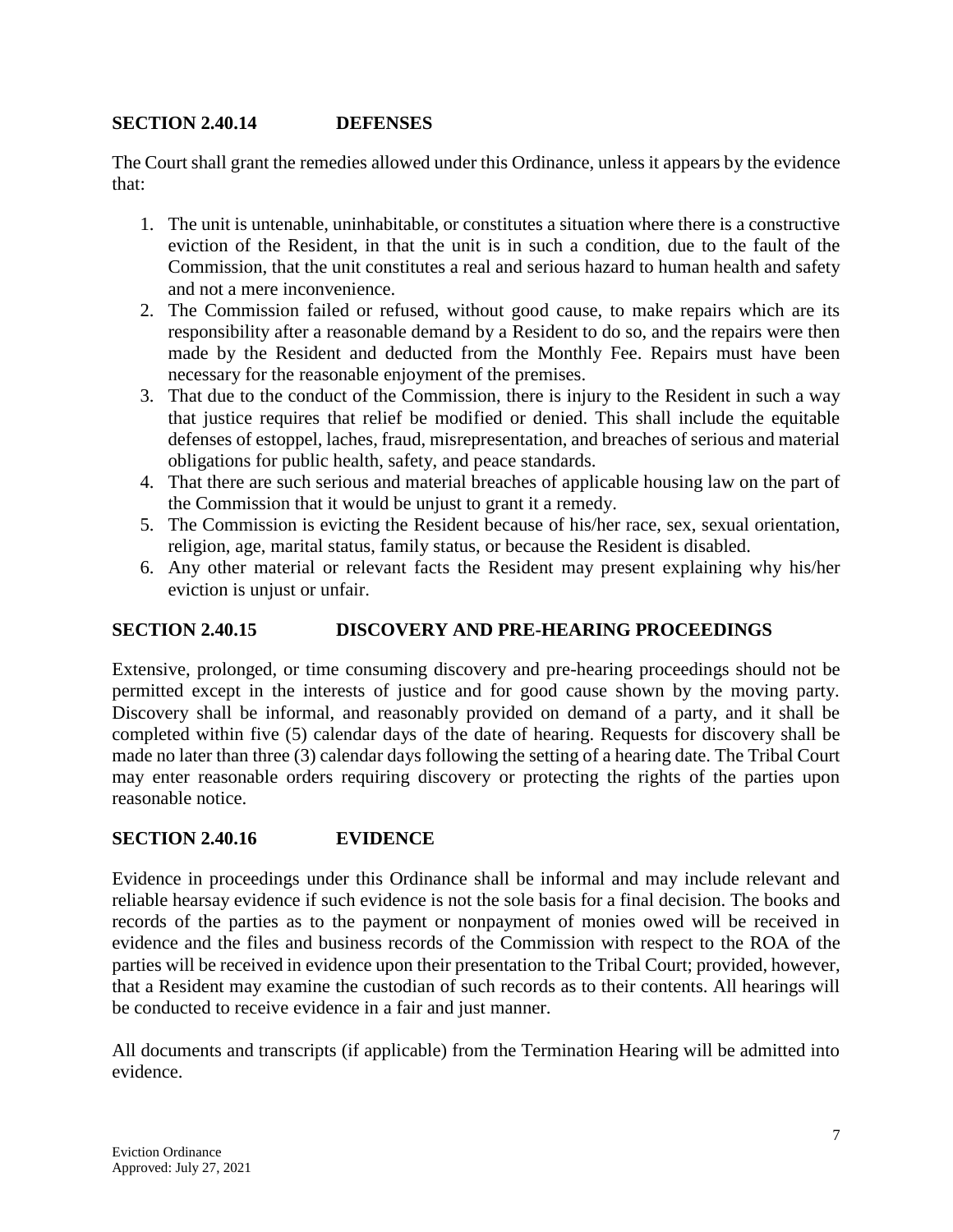## SECTION 2.40.14 DEFENSES

The Court shall grant the remedies allowed under this Ordinance, unless it appears by the evidence that:

1. The unit is untenable, uninhabitable, or constitutes a situation where there is a constructive eviction of the Resident, in that the unit is in such a condition, due to the fault of the Commission, that the unit constitutes a real and serious hazard to human health and safety and not a mere inconvenience.
2. The Commission failed or refused, without good cause, to make repairs which are its responsibility after a reasonable demand by a Resident to do so, and the repairs were then made by the Resident and deducted from the Monthly Fee. Repairs must have been necessary for the reasonable enjoyment of the premises.
3. That due to the conduct of the Commission, there is injury to the Resident in such a way that justice requires that relief be modified or denied. This shall include the equitable defenses of estoppel, laches, fraud, misrepresentation, and breaches of serious and material obligations for public health, safety, and peace standards.
4. That there are such serious and material breaches of applicable housing law on the part of the Commission that it would be unjust to grant it a remedy.
5. The Commission is evicting the Resident because of his/her race, sex, sexual orientation, religion, age, marital status, family status, or because the Resident is disabled.
6. Any other material or relevant facts the Resident may present explaining why his/her eviction is unjust or unfair.

## SECTION 2.40.15 DISCOVERY AND PRE-HEARING PROCEEDINGS

Extensive, prolonged, or time consuming discovery and pre-hearing proceedings should not be permitted except in the interests of justice and for good cause shown by the moving party. Discovery shall be informal, and reasonably provided on demand of a party, and it shall be completed within five (5) calendar days of the date of hearing. Requests for discovery shall be made no later than three (3) calendar days following the setting of a hearing date. The Tribal Court may enter reasonable orders requiring discovery or protecting the rights of the parties upon reasonable notice.

## SECTION 2.40.16 EVIDENCE

Evidence in proceedings under this Ordinance shall be informal and may include relevant and reliable hearsay evidence if such evidence is not the sole basis for a final decision. The books and records of the parties as to the payment or nonpayment of monies owed will be received in evidence and the files and business records of the Commission with respect to the ROA of the parties will be received in evidence upon their presentation to the Tribal Court; provided, however, that a Resident may examine the custodian of such records as to their contents. All hearings will be conducted to receive evidence in a fair and just manner.

All documents and transcripts (if applicable) from the Termination Hearing will be admitted into evidence.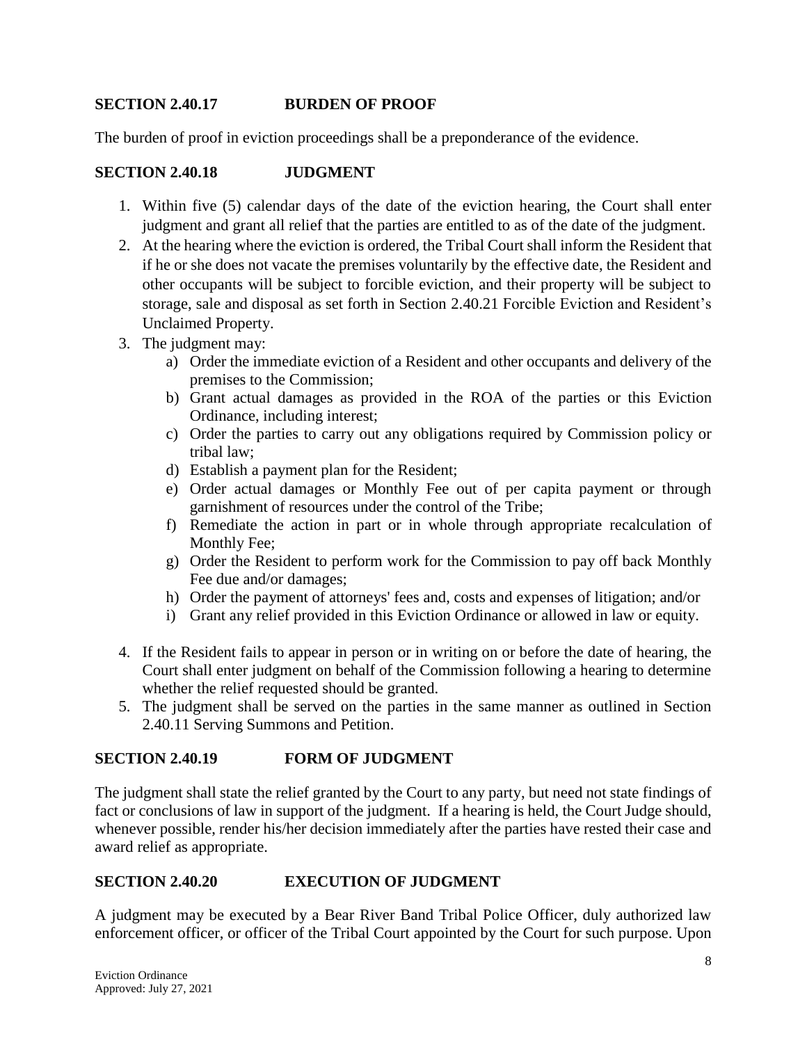## SECTION 2.40.17 BURDEN OF PROOF

The burden of proof in eviction proceedings shall be a preponderance of the evidence.

## SECTION 2.40.18 JUDGMENT

1. Within five (5) calendar days of the date of the eviction hearing, the Court shall enter judgment and grant all relief that the parties are entitled to as of the date of the judgment.
2. At the hearing where the eviction is ordered, the Tribal Court shall inform the Resident that if he or she does not vacate the premises voluntarily by the effective date, the Resident and other occupants will be subject to forcible eviction, and their property will be subject to storage, sale and disposal as set forth in Section 2.40.21 Forcible Eviction and Resident's Unclaimed Property.
3. The judgment may:
   a) Order the immediate eviction of a Resident and other occupants and delivery of the premises to the Commission;
   b) Grant actual damages as provided in the ROA of the parties or this Eviction Ordinance, including interest;
   c) Order the parties to carry out any obligations required by Commission policy or tribal law;
   d) Establish a payment plan for the Resident;
   e) Order actual damages or Monthly Fee out of per capita payment or through garnishment of resources under the control of the Tribe;
   f) Remediate the action in part or in whole through appropriate recalculation of Monthly Fee;
   g) Order the Resident to perform work for the Commission to pay off back Monthly Fee due and/or damages;
   h) Order the payment of attorneys' fees and, costs and expenses of litigation; and/or
   i) Grant any relief provided in this Eviction Ordinance or allowed in law or equity.
4. If the Resident fails to appear in person or in writing on or before the date of hearing, the Court shall enter judgment on behalf of the Commission following a hearing to determine whether the relief requested should be granted.
5. The judgment shall be served on the parties in the same manner as outlined in Section 2.40.11 Serving Summons and Petition.

## SECTION 2.40.19 FORM OF JUDGMENT

The judgment shall state the relief granted by the Court to any party, but need not state findings of fact or conclusions of law in support of the judgment. If a hearing is held, the Court Judge should, whenever possible, render his/her decision immediately after the parties have rested their case and award relief as appropriate.

## SECTION 2.40.20 EXECUTION OF JUDGMENT

A judgment may be executed by a Bear River Band Tribal Police Officer, duly authorized law enforcement officer, or officer of the Tribal Court appointed by the Court for such purpose. Upon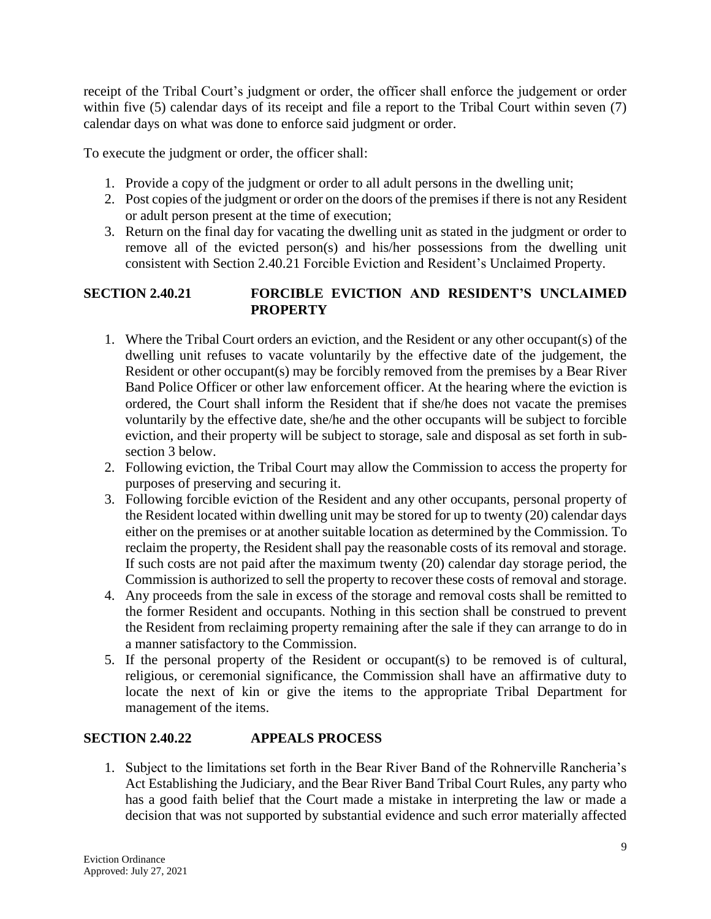receipt of the Tribal Court's judgment or order, the officer shall enforce the judgement or order within five (5) calendar days of its receipt and file a report to the Tribal Court within seven (7) calendar days on what was done to enforce said judgment or order.

To execute the judgment or order, the officer shall:

1. Provide a copy of the judgment or order to all adult persons in the dwelling unit;
2. Post copies of the judgment or order on the doors of the premises if there is not any Resident or adult person present at the time of execution;
3. Return on the final day for vacating the dwelling unit as stated in the judgment or order to remove all of the evicted person(s) and his/her possessions from the dwelling unit consistent with Section 2.40.21 Forcible Eviction and Resident's Unclaimed Property.

## SECTION 2.40.21 FORCIBLE EVICTION AND RESIDENT'S UNCLAIMED PROPERTY

1. Where the Tribal Court orders an eviction, and the Resident or any other occupant(s) of the dwelling unit refuses to vacate voluntarily by the effective date of the judgement, the Resident or other occupant(s) may be forcibly removed from the premises by a Bear River Band Police Officer or other law enforcement officer. At the hearing where the eviction is ordered, the Court shall inform the Resident that if she/he does not vacate the premises voluntarily by the effective date, she/he and the other occupants will be subject to forcible eviction, and their property will be subject to storage, sale and disposal as set forth in sub-section 3 below.
2. Following eviction, the Tribal Court may allow the Commission to access the property for purposes of preserving and securing it.
3. Following forcible eviction of the Resident and any other occupants, personal property of the Resident located within dwelling unit may be stored for up to twenty (20) calendar days either on the premises or at another suitable location as determined by the Commission. To reclaim the property, the Resident shall pay the reasonable costs of its removal and storage. If such costs are not paid after the maximum twenty (20) calendar day storage period, the Commission is authorized to sell the property to recover these costs of removal and storage.
4. Any proceeds from the sale in excess of the storage and removal costs shall be remitted to the former Resident and occupants. Nothing in this section shall be construed to prevent the Resident from reclaiming property remaining after the sale if they can arrange to do in a manner satisfactory to the Commission.
5. If the personal property of the Resident or occupant(s) to be removed is of cultural, religious, or ceremonial significance, the Commission shall have an affirmative duty to locate the next of kin or give the items to the appropriate Tribal Department for management of the items.

## SECTION 2.40.22 APPEALS PROCESS

1. Subject to the limitations set forth in the Bear River Band of the Rohnerville Rancheria's Act Establishing the Judiciary, and the Bear River Band Tribal Court Rules, any party who has a good faith belief that the Court made a mistake in interpreting the law or made a decision that was not supported by substantial evidence and such error materially affected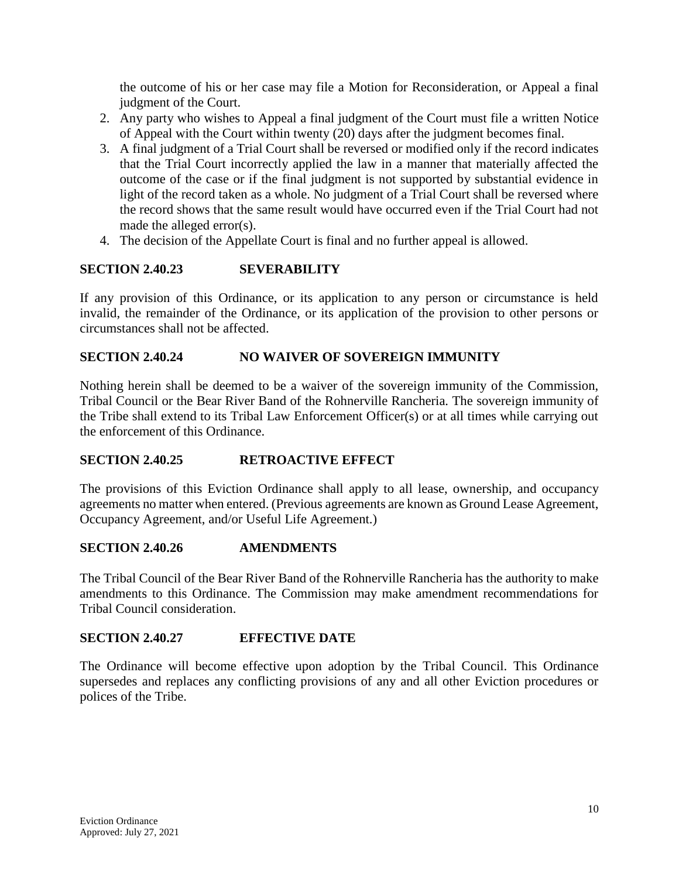the outcome of his or her case may file a Motion for Reconsideration, or Appeal a final judgment of the Court.

2. Any party who wishes to Appeal a final judgment of the Court must file a written Notice of Appeal with the Court within twenty (20) days after the judgment becomes final.
3. A final judgment of a Trial Court shall be reversed or modified only if the record indicates that the Trial Court incorrectly applied the law in a manner that materially affected the outcome of the case or if the final judgment is not supported by substantial evidence in light of the record taken as a whole. No judgment of a Trial Court shall be reversed where the record shows that the same result would have occurred even if the Trial Court had not made the alleged error(s).
4. The decision of the Appellate Court is final and no further appeal is allowed.

## SECTION 2.40.23 SEVERABILITY

If any provision of this Ordinance, or its application to any person or circumstance is held invalid, the remainder of the Ordinance, or its application of the provision to other persons or circumstances shall not be affected.

## SECTION 2.40.24 NO WAIVER OF SOVEREIGN IMMUNITY

Nothing herein shall be deemed to be a waiver of the sovereign immunity of the Commission, Tribal Council or the Bear River Band of the Rohnerville Rancheria. The sovereign immunity of the Tribe shall extend to its Tribal Law Enforcement Officer(s) or at all times while carrying out the enforcement of this Ordinance.

## SECTION 2.40.25 RETROACTIVE EFFECT

The provisions of this Eviction Ordinance shall apply to all lease, ownership, and occupancy agreements no matter when entered. (Previous agreements are known as Ground Lease Agreement, Occupancy Agreement, and/or Useful Life Agreement.)

## SECTION 2.40.26 AMENDMENTS

The Tribal Council of the Bear River Band of the Rohnerville Rancheria has the authority to make amendments to this Ordinance. The Commission may make amendment recommendations for Tribal Council consideration.

## SECTION 2.40.27 EFFECTIVE DATE

The Ordinance will become effective upon adoption by the Tribal Council. This Ordinance supersedes and replaces any conflicting provisions of any and all other Eviction procedures or polices of the Tribe.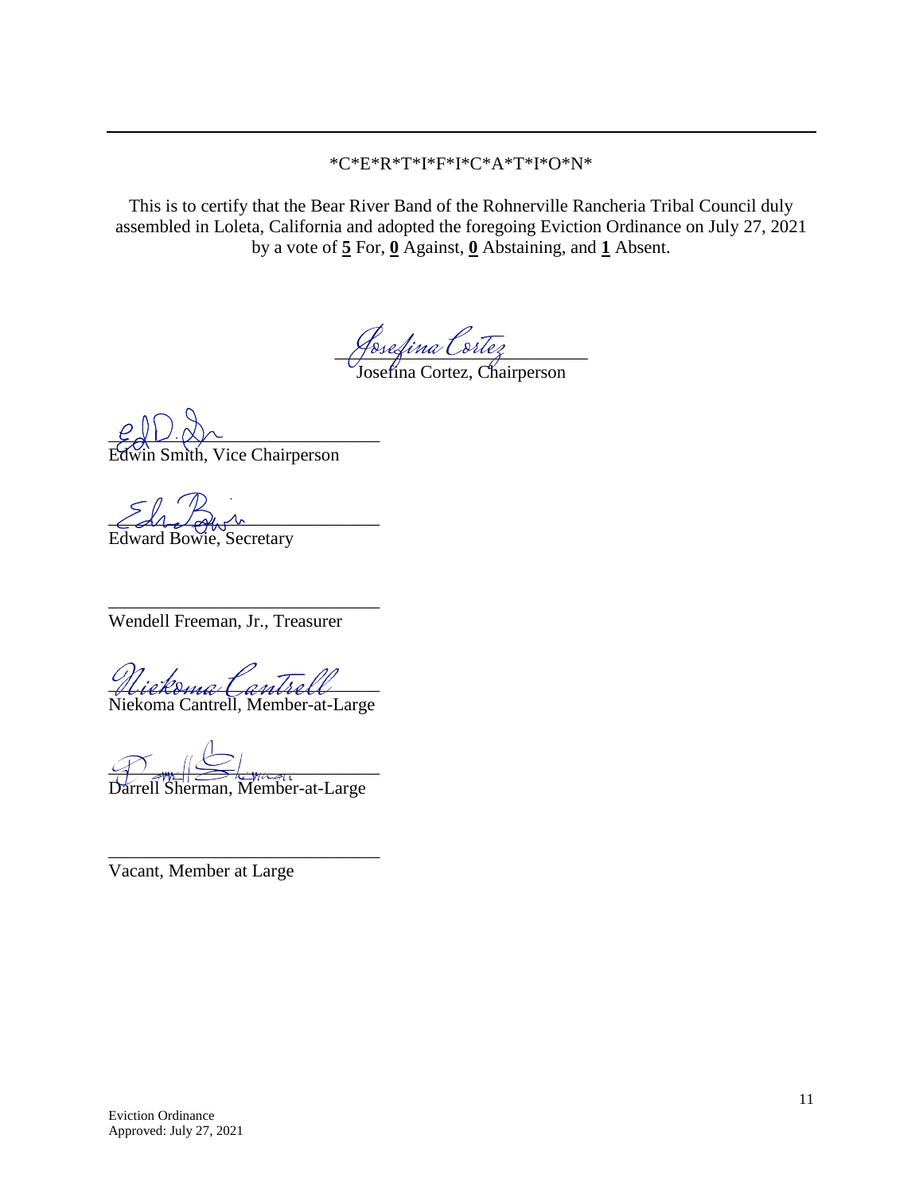*C*E*R*T*I*F*I*C*A*T*I*O*N*

This is to certify that the Bear River Band of the Rohnerville Rancheria Tribal Council duly assembled in Loleta, California and adopted the foregoing Eviction Ordinance on July 27, 2021 by a vote of **5** For, **0** Against, **0** Abstaining, and **1** Absent.

Josefina Cortez

Josefina Cortez, Chairperson

Edwin Smith, Vice Chairperson

Edward Bowie, Secretary

Wendell Freeman, Jr., Treasurer

Niekoma Cantrell

Niekoma Cantrell, Member-at-Large

Darrell Sherman, Member-at-Large

Vacant, Member at Large

Eviction Ordinance
Approved: July 27, 2021